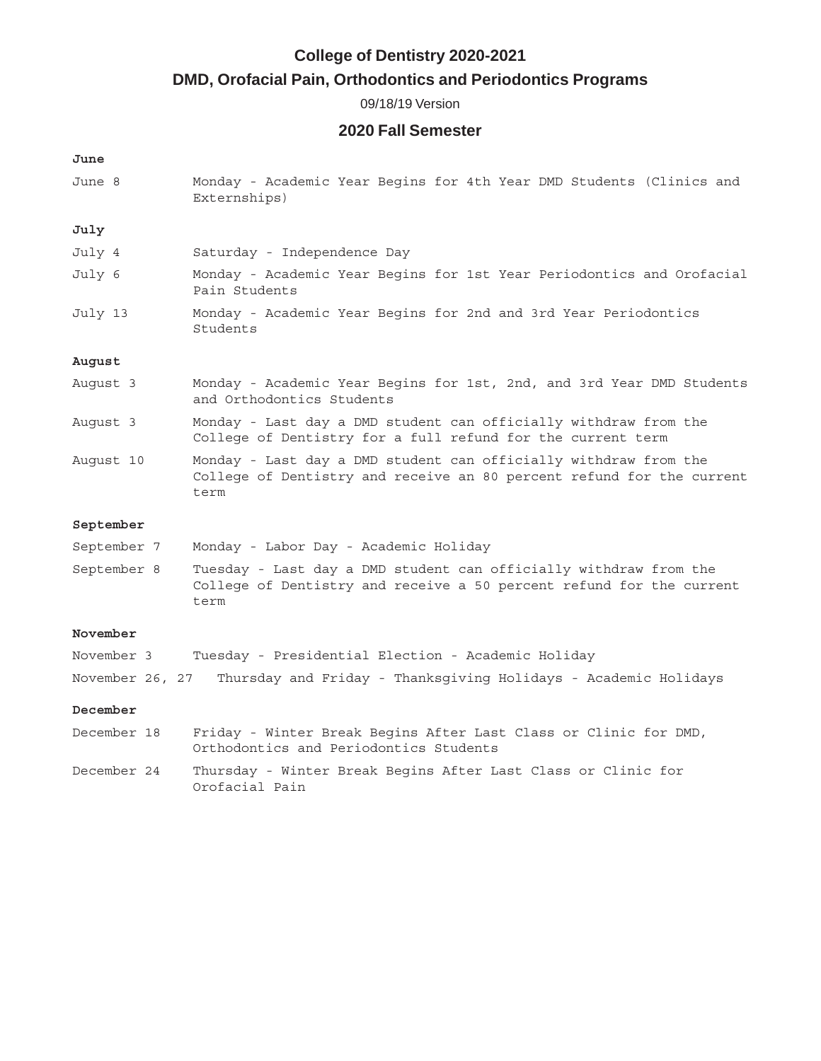# College of Dentistry 2020-2021

## DMD, Orofacial Pain, Orthodontics and Periodontics Programs

09/18/19 Version

## 2020 Fall Semester

**June**

| | |
|---|---|
| June 8 | Monday - Academic Year Begins for 4th Year DMD Students (Clinics and Externships) |

**July**

| | |
|---|---|
| July 4 | Saturday - Independence Day |
| July 6 | Monday - Academic Year Begins for 1st Year Periodontics and Orofacial Pain Students |
| July 13 | Monday - Academic Year Begins for 2nd and 3rd Year Periodontics Students |

**August**

| | |
|---|---|
| August 3 | Monday - Academic Year Begins for 1st, 2nd, and 3rd Year DMD Students and Orthodontics Students |
| August 3 | Monday - Last day a DMD student can officially withdraw from the College of Dentistry for a full refund for the current term |
| August 10 | Monday - Last day a DMD student can officially withdraw from the College of Dentistry and receive an 80 percent refund for the current term |

**September**

| | |
|---|---|
| September 7 | Monday - Labor Day - Academic Holiday |
| September 8 | Tuesday - Last day a DMD student can officially withdraw from the College of Dentistry and receive a 50 percent refund for the current term |

**November**

| | |
|---|---|
| November 3 | Tuesday - Presidential Election - Academic Holiday |
| November 26, 27 | Thursday and Friday - Thanksgiving Holidays - Academic Holidays |

**December**

| | |
|---|---|
| December 18 | Friday - Winter Break Begins After Last Class or Clinic for DMD, Orthodontics and Periodontics Students |
| December 24 | Thursday - Winter Break Begins After Last Class or Clinic for Orofacial Pain |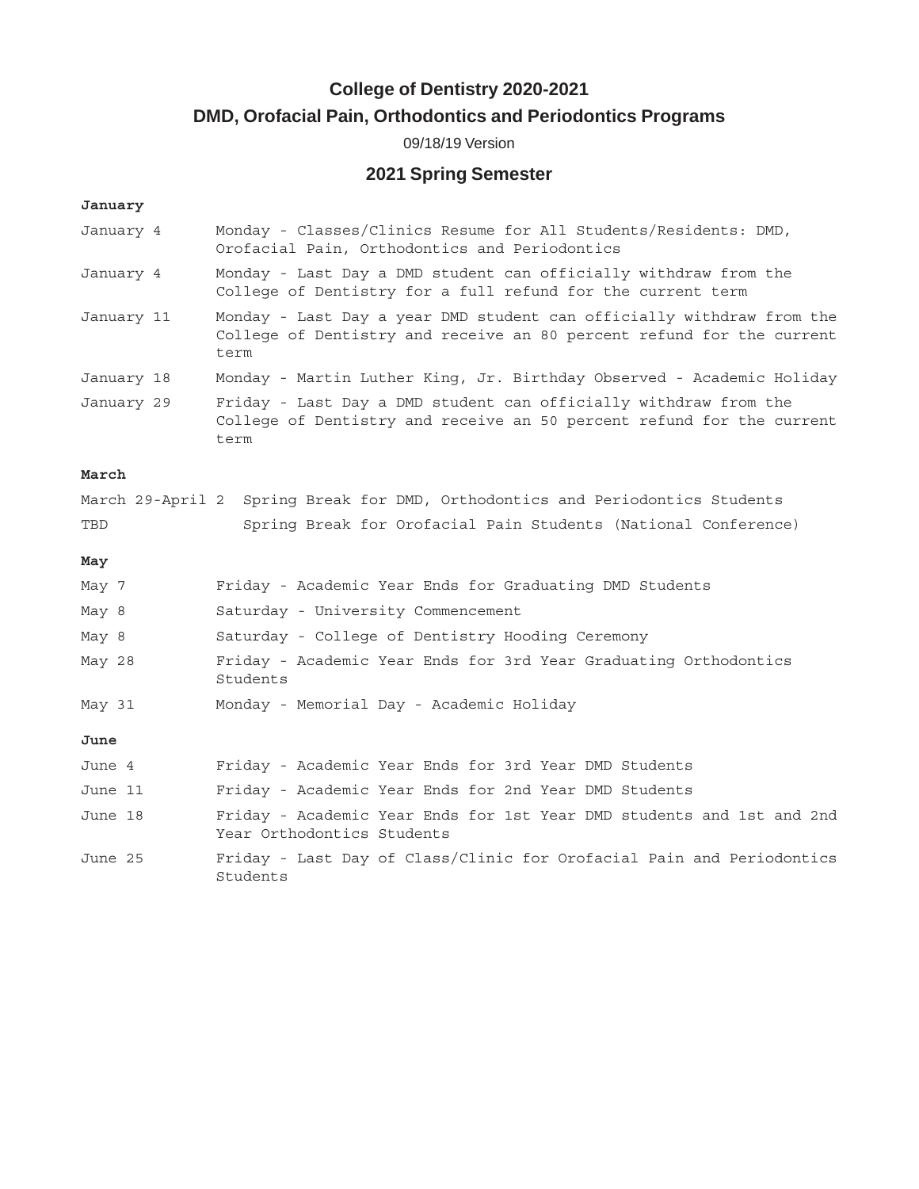# College of Dentistry 2020-2021

## DMD, Orofacial Pain, Orthodontics and Periodontics Programs

09/18/19 Version

## 2021 Spring Semester

**January**

| | |
|---|---|
| January 4 | Monday - Classes/Clinics Resume for All Students/Residents: DMD, Orofacial Pain, Orthodontics and Periodontics |
| January 4 | Monday - Last Day a DMD student can officially withdraw from the College of Dentistry for a full refund for the current term |
| January 11 | Monday - Last Day a year DMD student can officially withdraw from the College of Dentistry and receive an 80 percent refund for the current term |
| January 18 | Monday - Martin Luther King, Jr. Birthday Observed - Academic Holiday |
| January 29 | Friday - Last Day a DMD student can officially withdraw from the College of Dentistry and receive an 50 percent refund for the current term |

**March**

| | |
|---|---|
| March 29-April 2 | Spring Break for DMD, Orthodontics and Periodontics Students |
| TBD | Spring Break for Orofacial Pain Students (National Conference) |

**May**

| | |
|---|---|
| May 7 | Friday - Academic Year Ends for Graduating DMD Students |
| May 8 | Saturday - University Commencement |
| May 8 | Saturday - College of Dentistry Hooding Ceremony |
| May 28 | Friday - Academic Year Ends for 3rd Year Graduating Orthodontics Students |
| May 31 | Monday - Memorial Day - Academic Holiday |

**June**

| | |
|---|---|
| June 4 | Friday - Academic Year Ends for 3rd Year DMD Students |
| June 11 | Friday - Academic Year Ends for 2nd Year DMD Students |
| June 18 | Friday - Academic Year Ends for 1st Year DMD students and 1st and 2nd Year Orthodontics Students |
| June 25 | Friday - Last Day of Class/Clinic for Orofacial Pain and Periodontics Students |